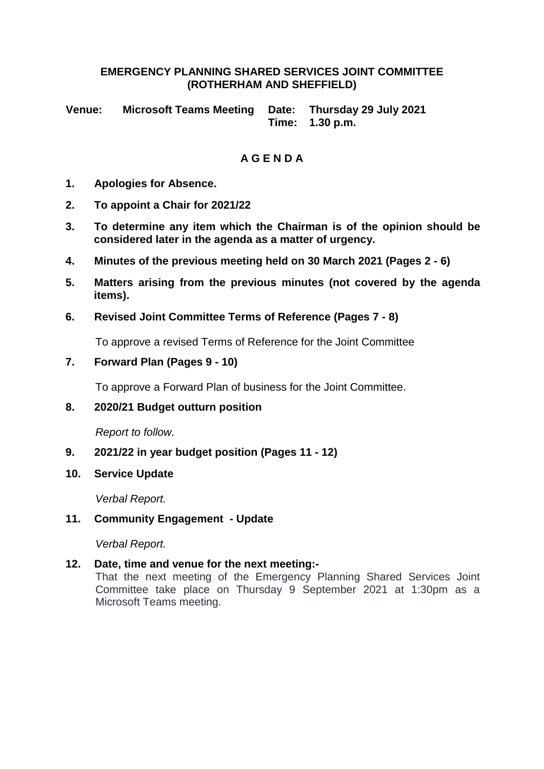# EMERGENCY PLANNING SHARED SERVICES JOINT COMMITTEE (ROTHERHAM AND SHEFFIELD)

**Venue:** **Microsoft Teams Meeting** **Date:** **Thursday 29 July 2021**
**Time:** **1.30 p.m.**

## A G E N D A

1. **Apologies for Absence.**

2. **To appoint a Chair for 2021/22**

3. **To determine any item which the Chairman is of the opinion should be considered later in the agenda as a matter of urgency.**

4. **Minutes of the previous meeting held on 30 March 2021 (Pages 2 - 6)**

5. **Matters arising from the previous minutes (not covered by the agenda items).**

6. **Revised Joint Committee Terms of Reference (Pages 7 - 8)**

   To approve a revised Terms of Reference for the Joint Committee

7. **Forward Plan (Pages 9 - 10)**

   To approve a Forward Plan of business for the Joint Committee.

8. **2020/21 Budget outturn position**

   *Report to follow.*

9. **2021/22 in year budget position (Pages 11 - 12)**

10. **Service Update**

    *Verbal Report.*

11. **Community Engagement - Update**

    *Verbal Report.*

12. **Date, time and venue for the next meeting:-**
    That the next meeting of the Emergency Planning Shared Services Joint Committee take place on Thursday 9 September 2021 at 1:30pm as a Microsoft Teams meeting.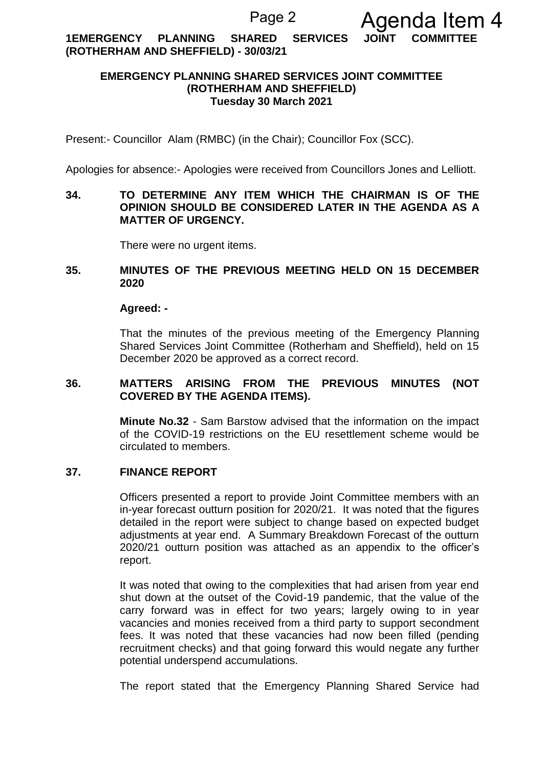**1EMERGENCY PLANNING SHARED SERVICES JOINT COMMITTEE (ROTHERHAM AND SHEFFIELD) - 30/03/21**

**EMERGENCY PLANNING SHARED SERVICES JOINT COMMITTEE (ROTHERHAM AND SHEFFIELD) Tuesday 30 March 2021**

Present:- Councillor Alam (RMBC) (in the Chair); Councillor Fox (SCC).

Apologies for absence:- Apologies were received from Councillors Jones and Lelliott.

**34. TO DETERMINE ANY ITEM WHICH THE CHAIRMAN IS OF THE OPINION SHOULD BE CONSIDERED LATER IN THE AGENDA AS A MATTER OF URGENCY.**

There were no urgent items.

**35. MINUTES OF THE PREVIOUS MEETING HELD ON 15 DECEMBER 2020**

**Agreed: -**

That the minutes of the previous meeting of the Emergency Planning Shared Services Joint Committee (Rotherham and Sheffield), held on 15 December 2020 be approved as a correct record.

**36. MATTERS ARISING FROM THE PREVIOUS MINUTES (NOT COVERED BY THE AGENDA ITEMS).**

**Minute No.32** - Sam Barstow advised that the information on the impact of the COVID-19 restrictions on the EU resettlement scheme would be circulated to members.

**37. FINANCE REPORT**

Officers presented a report to provide Joint Committee members with an in-year forecast outturn position for 2020/21. It was noted that the figures detailed in the report were subject to change based on expected budget adjustments at year end. A Summary Breakdown Forecast of the outturn 2020/21 outturn position was attached as an appendix to the officer's report.

It was noted that owing to the complexities that had arisen from year end shut down at the outset of the Covid-19 pandemic, that the value of the carry forward was in effect for two years; largely owing to in year vacancies and monies received from a third party to support secondment fees. It was noted that these vacancies had now been filled (pending recruitment checks) and that going forward this would negate any further potential underspend accumulations.

The report stated that the Emergency Planning Shared Service had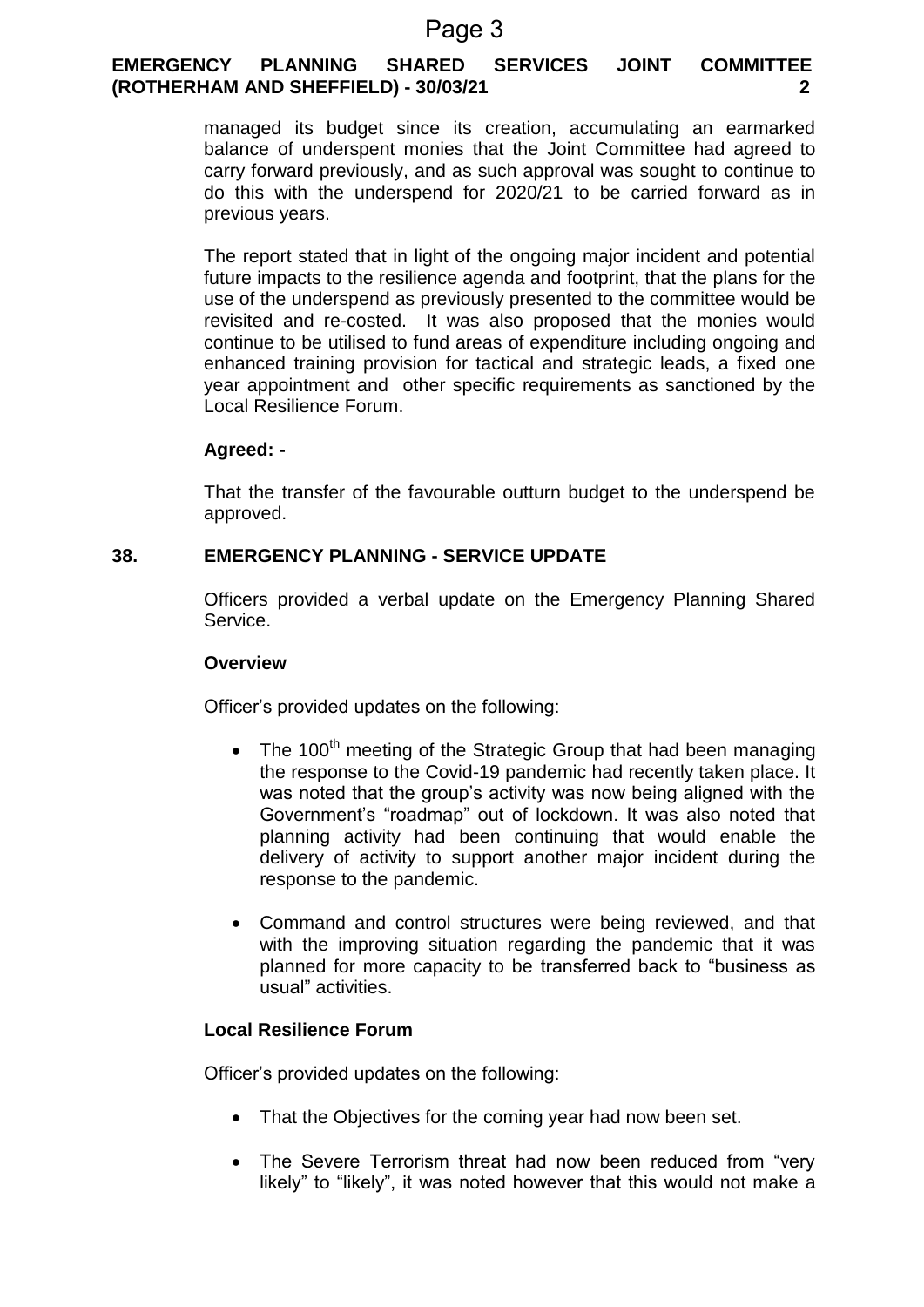managed its budget since its creation, accumulating an earmarked balance of underspent monies that the Joint Committee had agreed to carry forward previously, and as such approval was sought to continue to do this with the underspend for 2020/21 to be carried forward as in previous years.

The report stated that in light of the ongoing major incident and potential future impacts to the resilience agenda and footprint, that the plans for the use of the underspend as previously presented to the committee would be revisited and re-costed. It was also proposed that the monies would continue to be utilised to fund areas of expenditure including ongoing and enhanced training provision for tactical and strategic leads, a fixed one year appointment and other specific requirements as sanctioned by the Local Resilience Forum.

**Agreed: -**

That the transfer of the favourable outturn budget to the underspend be approved.

## 38. EMERGENCY PLANNING - SERVICE UPDATE

Officers provided a verbal update on the Emergency Planning Shared Service.

**Overview**

Officer's provided updates on the following:

- The 100th meeting of the Strategic Group that had been managing the response to the Covid-19 pandemic had recently taken place. It was noted that the group's activity was now being aligned with the Government's "roadmap" out of lockdown. It was also noted that planning activity had been continuing that would enable the delivery of activity to support another major incident during the response to the pandemic.

- Command and control structures were being reviewed, and that with the improving situation regarding the pandemic that it was planned for more capacity to be transferred back to "business as usual" activities.

**Local Resilience Forum**

Officer's provided updates on the following:

- That the Objectives for the coming year had now been set.

- The Severe Terrorism threat had now been reduced from "very likely" to "likely", it was noted however that this would not make a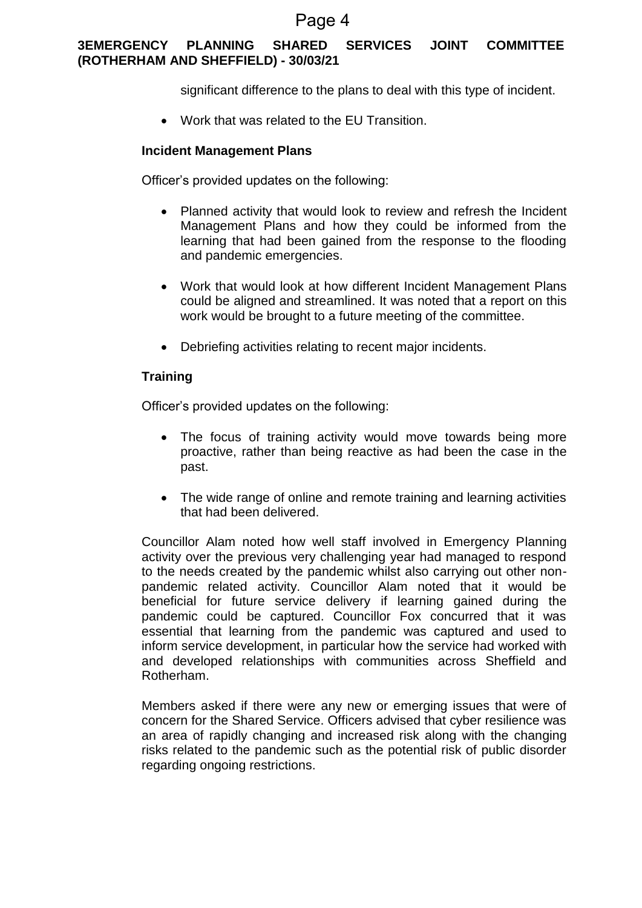significant difference to the plans to deal with this type of incident.

- Work that was related to the EU Transition.

**Incident Management Plans**

Officer's provided updates on the following:

- Planned activity that would look to review and refresh the Incident Management Plans and how they could be informed from the learning that had been gained from the response to the flooding and pandemic emergencies.

- Work that would look at how different Incident Management Plans could be aligned and streamlined. It was noted that a report on this work would be brought to a future meeting of the committee.

- Debriefing activities relating to recent major incidents.

**Training**

Officer's provided updates on the following:

- The focus of training activity would move towards being more proactive, rather than being reactive as had been the case in the past.

- The wide range of online and remote training and learning activities that had been delivered.

Councillor Alam noted how well staff involved in Emergency Planning activity over the previous very challenging year had managed to respond to the needs created by the pandemic whilst also carrying out other non-pandemic related activity. Councillor Alam noted that it would be beneficial for future service delivery if learning gained during the pandemic could be captured. Councillor Fox concurred that it was essential that learning from the pandemic was captured and used to inform service development, in particular how the service had worked with and developed relationships with communities across Sheffield and Rotherham.

Members asked if there were any new or emerging issues that were of concern for the Shared Service. Officers advised that cyber resilience was an area of rapidly changing and increased risk along with the changing risks related to the pandemic such as the potential risk of public disorder regarding ongoing restrictions.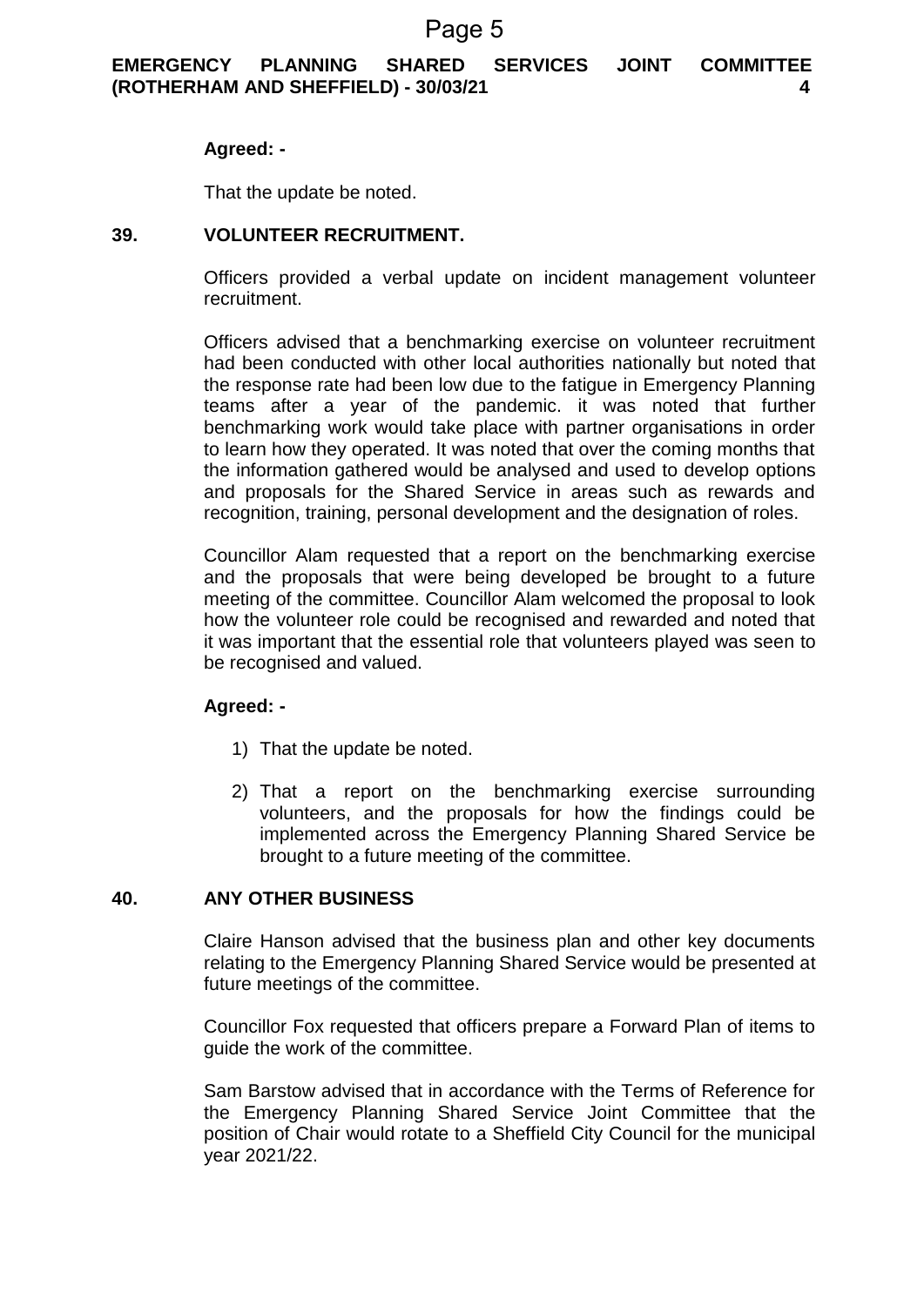**Agreed: -**

That the update be noted.

## 39. VOLUNTEER RECRUITMENT.

Officers provided a verbal update on incident management volunteer recruitment.

Officers advised that a benchmarking exercise on volunteer recruitment had been conducted with other local authorities nationally but noted that the response rate had been low due to the fatigue in Emergency Planning teams after a year of the pandemic. it was noted that further benchmarking work would take place with partner organisations in order to learn how they operated. It was noted that over the coming months that the information gathered would be analysed and used to develop options and proposals for the Shared Service in areas such as rewards and recognition, training, personal development and the designation of roles.

Councillor Alam requested that a report on the benchmarking exercise and the proposals that were being developed be brought to a future meeting of the committee. Councillor Alam welcomed the proposal to look how the volunteer role could be recognised and rewarded and noted that it was important that the essential role that volunteers played was seen to be recognised and valued.

**Agreed: -**

1) That the update be noted.

2) That a report on the benchmarking exercise surrounding volunteers, and the proposals for how the findings could be implemented across the Emergency Planning Shared Service be brought to a future meeting of the committee.

## 40. ANY OTHER BUSINESS

Claire Hanson advised that the business plan and other key documents relating to the Emergency Planning Shared Service would be presented at future meetings of the committee.

Councillor Fox requested that officers prepare a Forward Plan of items to guide the work of the committee.

Sam Barstow advised that in accordance with the Terms of Reference for the Emergency Planning Shared Service Joint Committee that the position of Chair would rotate to a Sheffield City Council for the municipal year 2021/22.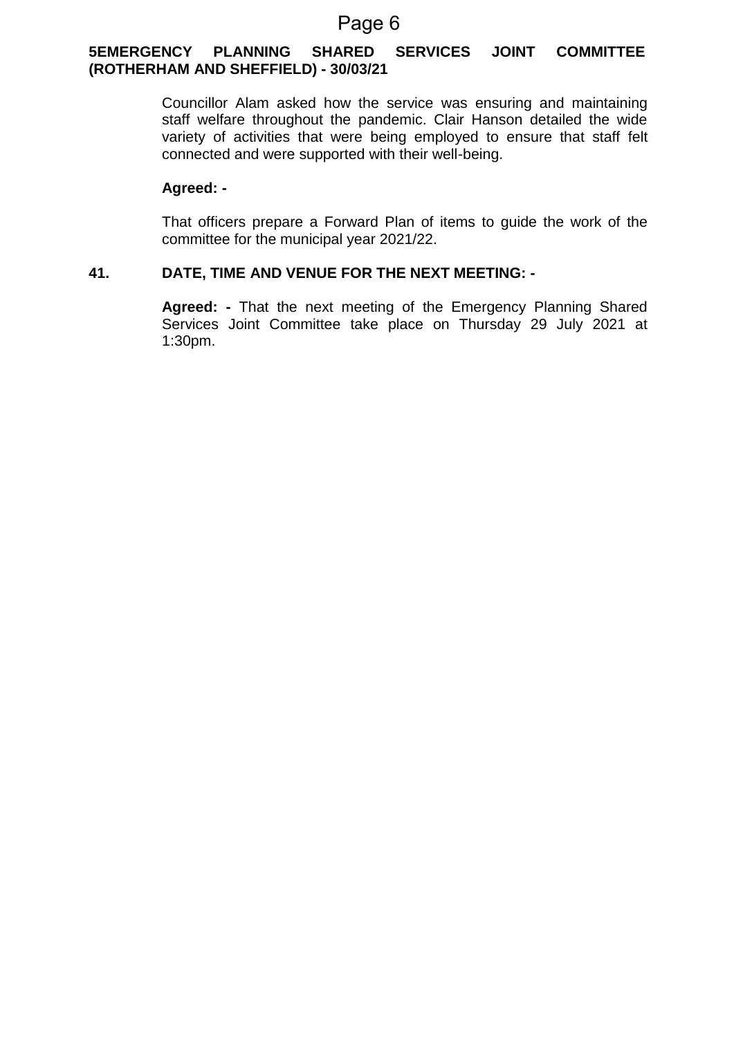**5EMERGENCY PLANNING SHARED SERVICES JOINT COMMITTEE (ROTHERHAM AND SHEFFIELD) - 30/03/21**

Councillor Alam asked how the service was ensuring and maintaining staff welfare throughout the pandemic. Clair Hanson detailed the wide variety of activities that were being employed to ensure that staff felt connected and were supported with their well-being.

**Agreed: -**

That officers prepare a Forward Plan of items to guide the work of the committee for the municipal year 2021/22.

**41. DATE, TIME AND VENUE FOR THE NEXT MEETING: -**

**Agreed: -** That the next meeting of the Emergency Planning Shared Services Joint Committee take place on Thursday 29 July 2021 at 1:30pm.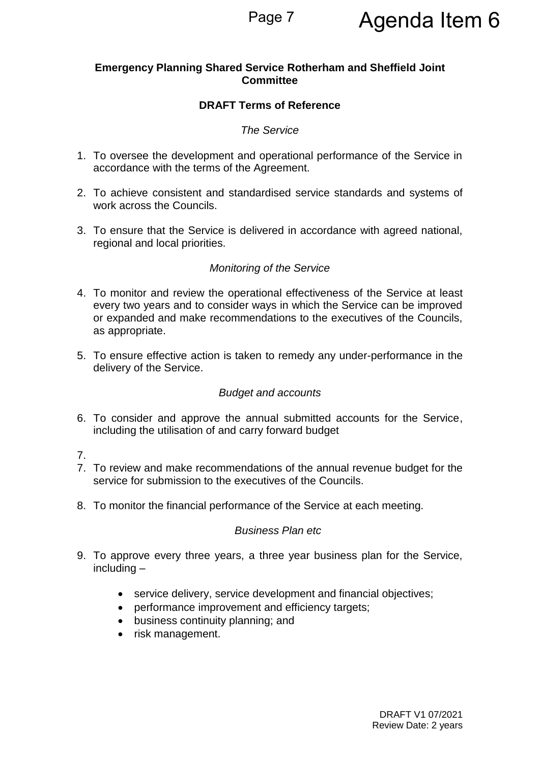Agenda Item 6

**Emergency Planning Shared Service Rotherham and Sheffield Joint Committee**

**DRAFT Terms of Reference**

*The Service*

1. To oversee the development and operational performance of the Service in accordance with the terms of the Agreement.

2. To achieve consistent and standardised service standards and systems of work across the Councils.

3. To ensure that the Service is delivered in accordance with agreed national, regional and local priorities.

*Monitoring of the Service*

4. To monitor and review the operational effectiveness of the Service at least every two years and to consider ways in which the Service can be improved or expanded and make recommendations to the executives of the Councils, as appropriate.

5. To ensure effective action is taken to remedy any under-performance in the delivery of the Service.

*Budget and accounts*

6. To consider and approve the annual submitted accounts for the Service, including the utilisation of and carry forward budget

7. 

7. To review and make recommendations of the annual revenue budget for the service for submission to the executives of the Councils.

8. To monitor the financial performance of the Service at each meeting.

*Business Plan etc*

9. To approve every three years, a three year business plan for the Service, including –

   - service delivery, service development and financial objectives;
   - performance improvement and efficiency targets;
   - business continuity planning; and
   - risk management.

DRAFT V1 07/2021
Review Date: 2 years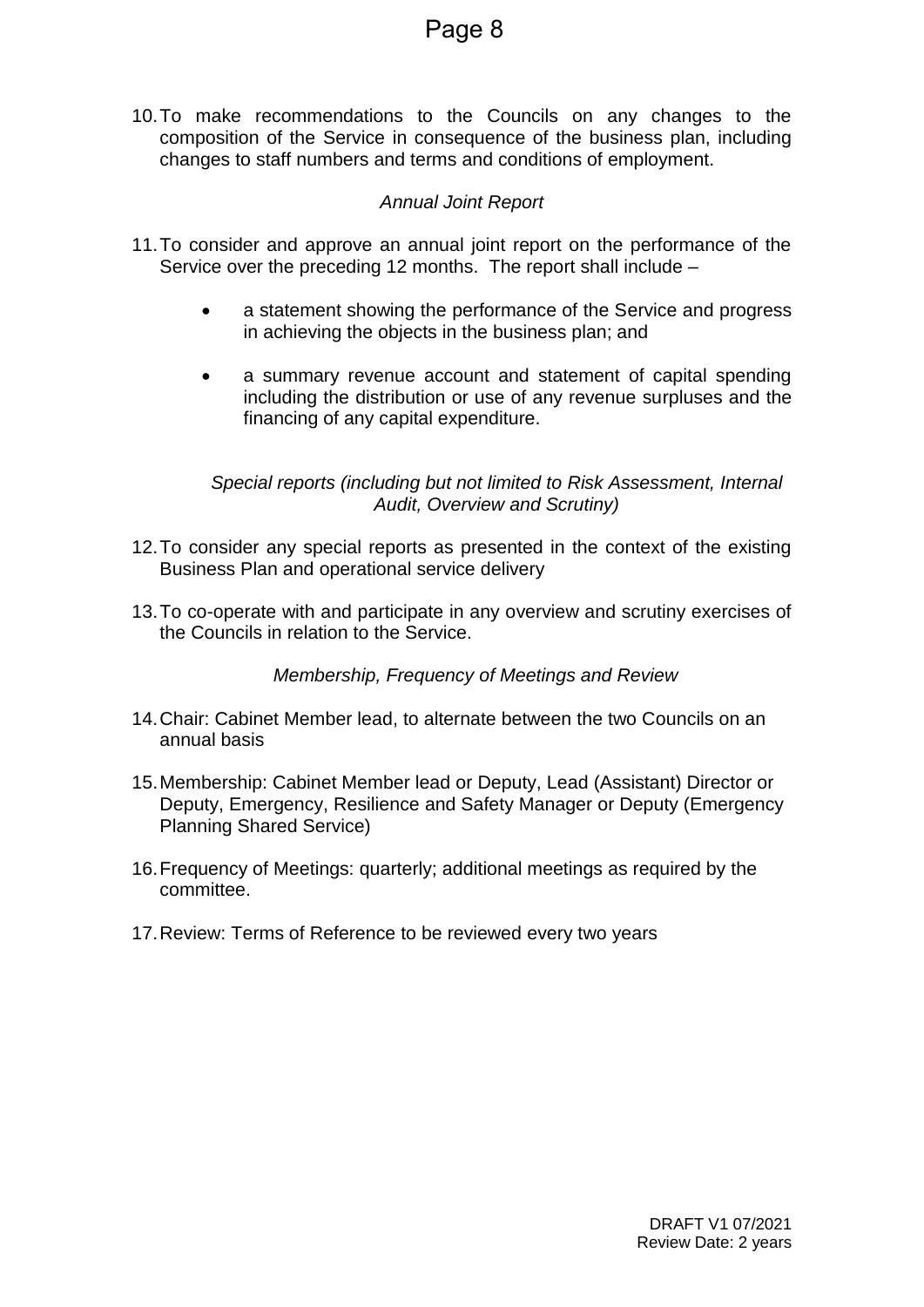10. To make recommendations to the Councils on any changes to the composition of the Service in consequence of the business plan, including changes to staff numbers and terms and conditions of employment.

*Annual Joint Report*

11. To consider and approve an annual joint report on the performance of the Service over the preceding 12 months. The report shall include –

    - a statement showing the performance of the Service and progress in achieving the objects in the business plan; and
    - a summary revenue account and statement of capital spending including the distribution or use of any revenue surpluses and the financing of any capital expenditure.

*Special reports (including but not limited to Risk Assessment, Internal Audit, Overview and Scrutiny)*

12. To consider any special reports as presented in the context of the existing Business Plan and operational service delivery

13. To co-operate with and participate in any overview and scrutiny exercises of the Councils in relation to the Service.

*Membership, Frequency of Meetings and Review*

14. Chair: Cabinet Member lead, to alternate between the two Councils on an annual basis

15. Membership: Cabinet Member lead or Deputy, Lead (Assistant) Director or Deputy, Emergency, Resilience and Safety Manager or Deputy (Emergency Planning Shared Service)

16. Frequency of Meetings: quarterly; additional meetings as required by the committee.

17. Review: Terms of Reference to be reviewed every two years

DRAFT V1 07/2021
Review Date: 2 years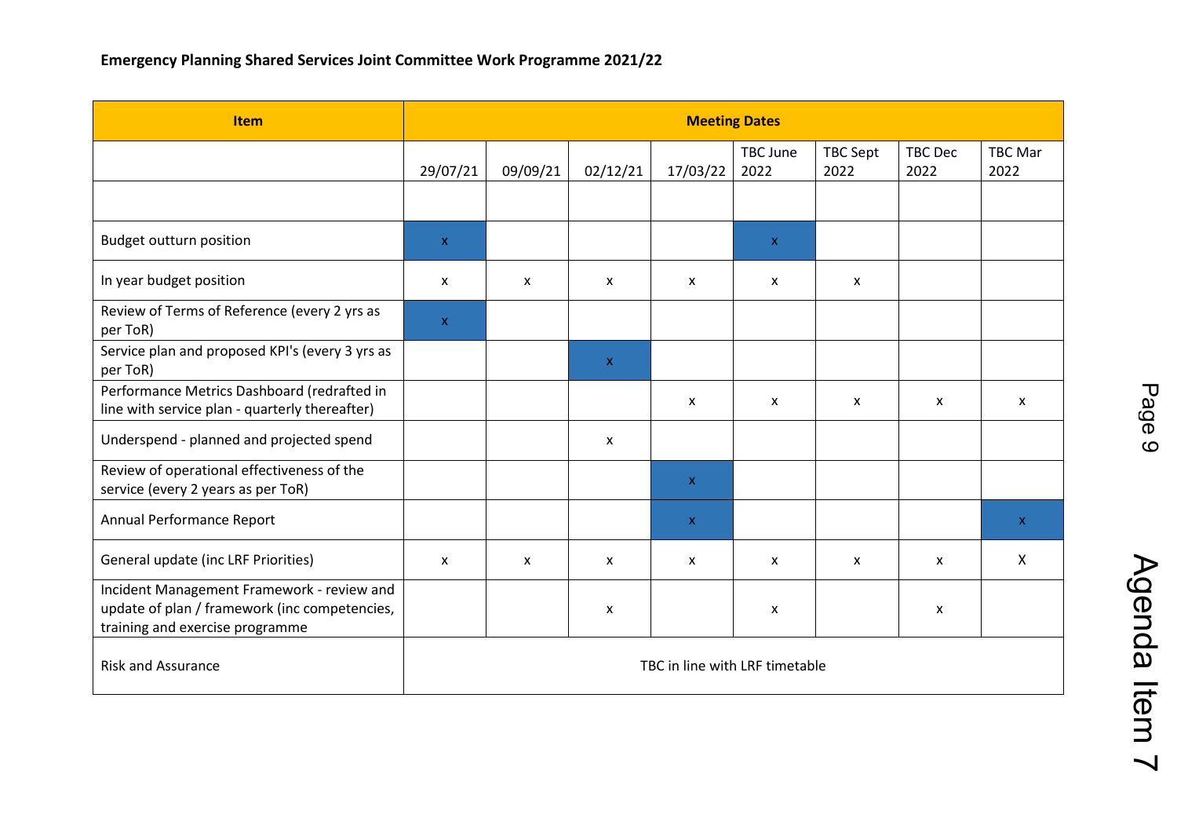**Emergency Planning Shared Services Joint Committee Work Programme 2021/22**

| Item | Meeting Dates | | | | | | | |
|---|---|---|---|---|---|---|---|---|
| | 29/07/21 | 09/09/21 | 02/12/21 | 17/03/22 | TBC June 2022 | TBC Sept 2022 | TBC Dec 2022 | TBC Mar 2022 |
| | | | | | | | | |
| Budget outturn position | x | | | | x | | | |
| In year budget position | x | x | x | x | x | x | | |
| Review of Terms of Reference (every 2 yrs as per ToR) | x | | | | | | | |
| Service plan and proposed KPI's (every 3 yrs as per ToR) | | | x | | | | | |
| Performance Metrics Dashboard (redrafted in line with service plan - quarterly thereafter) | | | | x | x | x | x | x |
| Underspend - planned and projected spend | | | x | | | | | |
| Review of operational effectiveness of the service (every 2 years as per ToR) | | | | x | | | | |
| Annual Performance Report | | | | x | | | | x |
| General update (inc LRF Priorities) | x | x | x | x | x | x | x | X |
| Incident Management Framework - review and update of plan / framework (inc competencies, training and exercise programme | | | x | | x | | x | |
| Risk and Assurance | TBC in line with LRF timetable | | | | | | | |

Agenda Item 7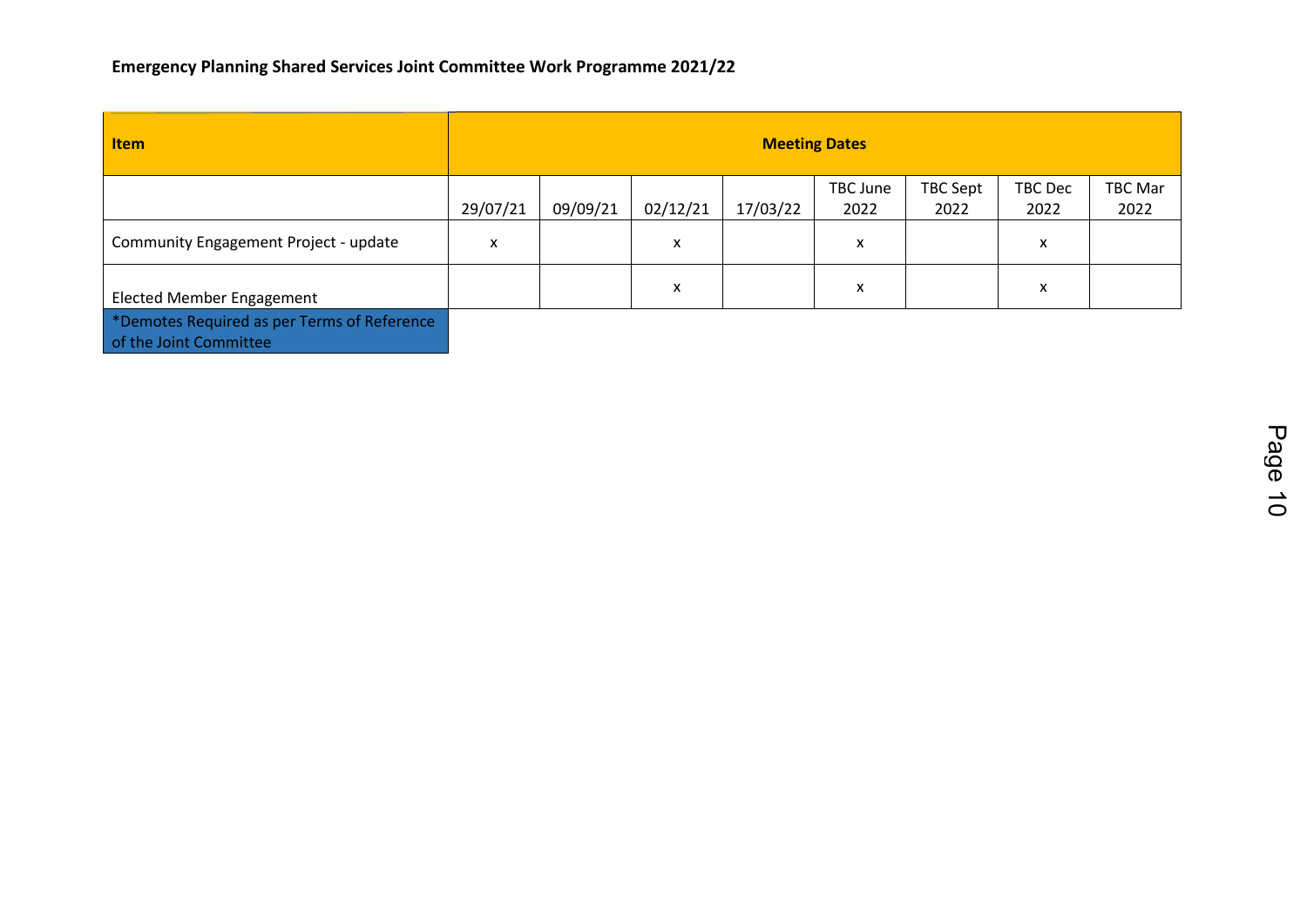**Emergency Planning Shared Services Joint Committee Work Programme 2021/22**

| Item | Meeting Dates | | | | | | | |
|---|---|---|---|---|---|---|---|---|
| | 29/07/21 | 09/09/21 | 02/12/21 | 17/03/22 | TBC June 2022 | TBC Sept 2022 | TBC Dec 2022 | TBC Mar 2022 |
| Community Engagement Project - update | x | | x | | x | | x | |
| Elected Member Engagement | | | x | | x | | x | |

*Demotes Required as per Terms of Reference of the Joint Committee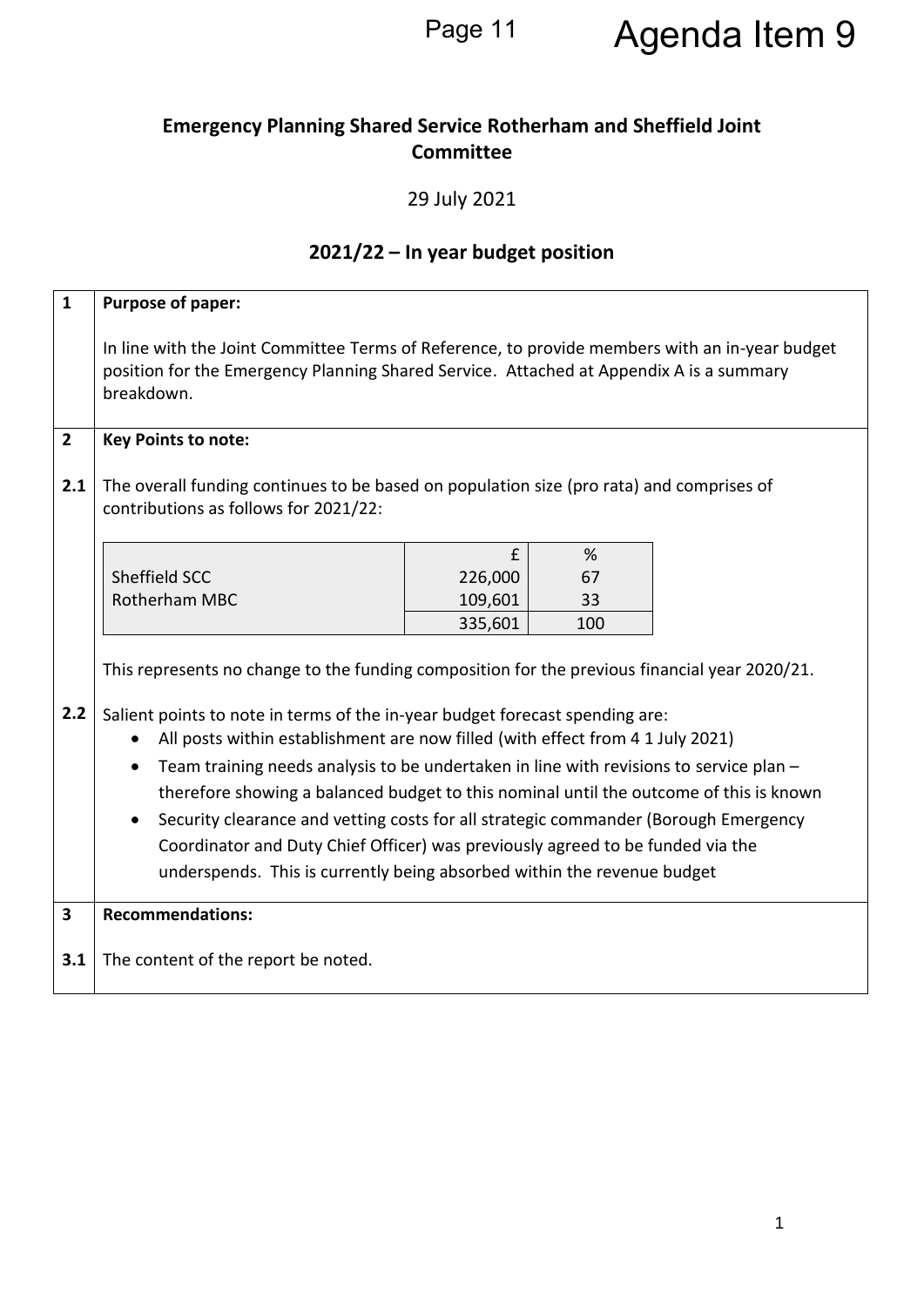Agenda Item 9

# Emergency Planning Shared Service Rotherham and Sheffield Joint Committee

29 July 2021

## 2021/22 – In year budget position

**1 Purpose of paper:**

In line with the Joint Committee Terms of Reference, to provide members with an in-year budget position for the Emergency Planning Shared Service. Attached at Appendix A is a summary breakdown.

**2 Key Points to note:**

**2.1** The overall funding continues to be based on population size (pro rata) and comprises of contributions as follows for 2021/22:

| | £ | % |
|---|---|---|
| Sheffield SCC | 226,000 | 67 |
| Rotherham MBC | 109,601 | 33 |
| | 335,601 | 100 |

This represents no change to the funding composition for the previous financial year 2020/21.

**2.2** Salient points to note in terms of the in-year budget forecast spending are:

- All posts within establishment are now filled (with effect from 4 1 July 2021)
- Team training needs analysis to be undertaken in line with revisions to service plan – therefore showing a balanced budget to this nominal until the outcome of this is known
- Security clearance and vetting costs for all strategic commander (Borough Emergency Coordinator and Duty Chief Officer) was previously agreed to be funded via the underspends. This is currently being absorbed within the revenue budget

**3 Recommendations:**

**3.1** The content of the report be noted.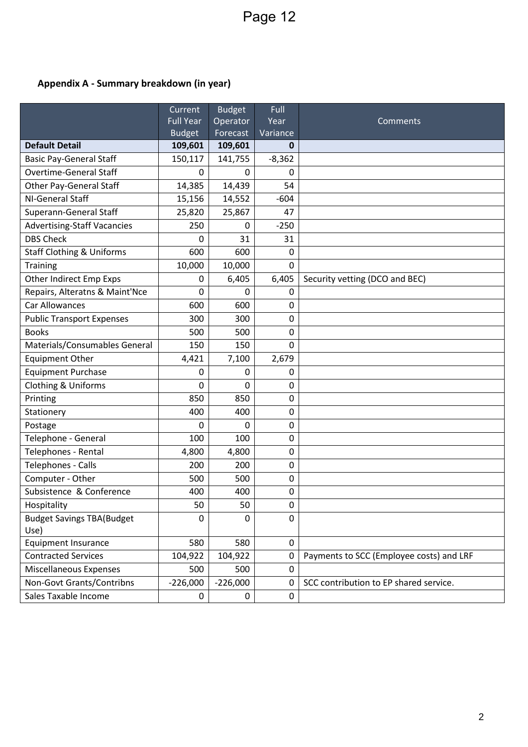**Appendix A - Summary breakdown (in year)**

| | Current Full Year Budget | Budget Operator Forecast | Full Year Variance | Comments |
|---|---|---|---|---|
| **Default Detail** | **109,601** | **109,601** | **0** | |
| Basic Pay-General Staff | 150,117 | 141,755 | -8,362 | |
| Overtime-General Staff | 0 | 0 | 0 | |
| Other Pay-General Staff | 14,385 | 14,439 | 54 | |
| NI-General Staff | 15,156 | 14,552 | -604 | |
| Superann-General Staff | 25,820 | 25,867 | 47 | |
| Advertising-Staff Vacancies | 250 | 0 | -250 | |
| DBS Check | 0 | 31 | 31 | |
| Staff Clothing & Uniforms | 600 | 600 | 0 | |
| Training | 10,000 | 10,000 | 0 | |
| Other Indirect Emp Exps | 0 | 6,405 | 6,405 | Security vetting (DCO and BEC) |
| Repairs, Alteratns & Maint'Nce | 0 | 0 | 0 | |
| Car Allowances | 600 | 600 | 0 | |
| Public Transport Expenses | 300 | 300 | 0 | |
| Books | 500 | 500 | 0 | |
| Materials/Consumables General | 150 | 150 | 0 | |
| Equipment Other | 4,421 | 7,100 | 2,679 | |
| Equipment Purchase | 0 | 0 | 0 | |
| Clothing & Uniforms | 0 | 0 | 0 | |
| Printing | 850 | 850 | 0 | |
| Stationery | 400 | 400 | 0 | |
| Postage | 0 | 0 | 0 | |
| Telephone - General | 100 | 100 | 0 | |
| Telephones - Rental | 4,800 | 4,800 | 0 | |
| Telephones - Calls | 200 | 200 | 0 | |
| Computer - Other | 500 | 500 | 0 | |
| Subsistence & Conference | 400 | 400 | 0 | |
| Hospitality | 50 | 50 | 0 | |
| Budget Savings TBA(Budget Use) | 0 | 0 | 0 | |
| Equipment Insurance | 580 | 580 | 0 | |
| Contracted Services | 104,922 | 104,922 | 0 | Payments to SCC (Employee costs) and LRF |
| Miscellaneous Expenses | 500 | 500 | 0 | |
| Non-Govt Grants/Contribns | -226,000 | -226,000 | 0 | SCC contribution to EP shared service. |
| Sales Taxable Income | 0 | 0 | 0 | |